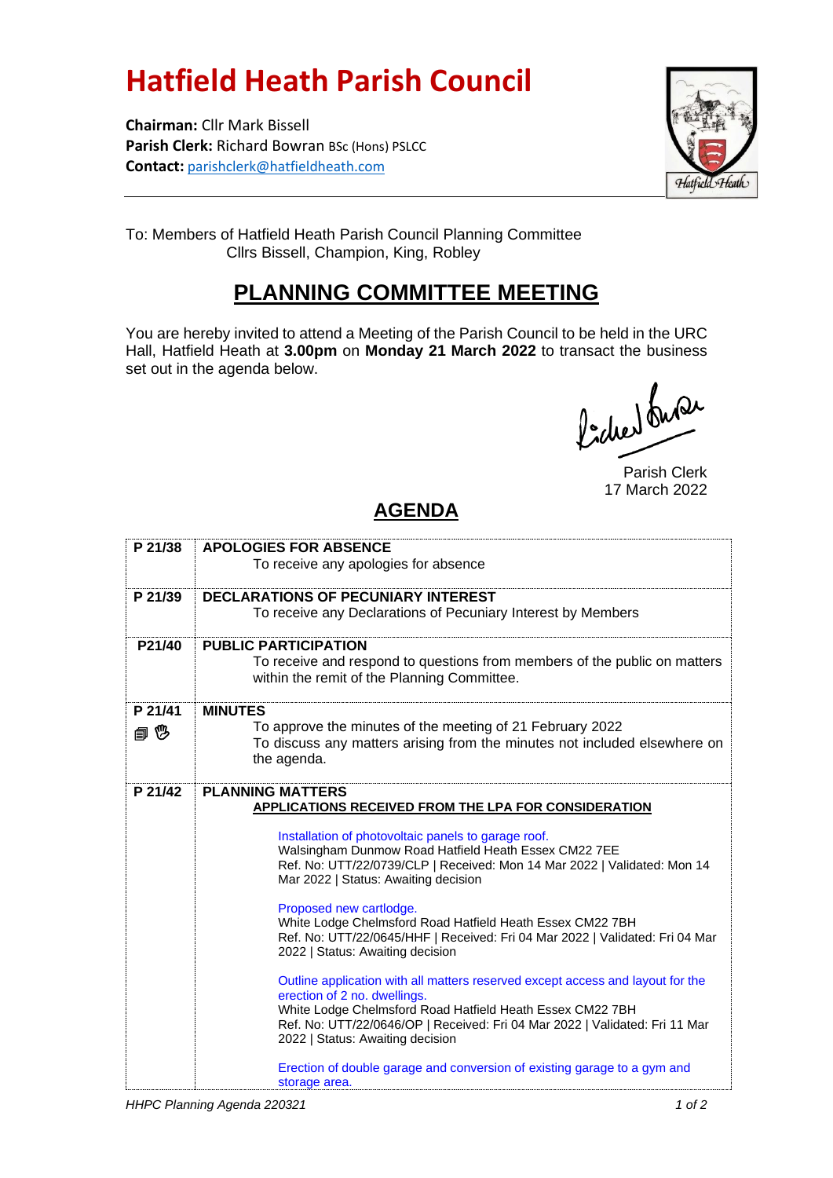# Hatfield Heath Parish Council

**Chairman:** Cllr Mark Bissell
**Parish Clerk:** Richard Bowran BSc (Hons) PSLCC
**Contact:** parishclerk@hatfieldheath.com

To: Members of Hatfield Heath Parish Council Planning Committee
Cllrs Bissell, Champion, King, Robley

## PLANNING COMMITTEE MEETING

You are hereby invited to attend a Meeting of the Parish Council to be held in the URC Hall, Hatfield Heath at **3.00pm** on **Monday 21 March 2022** to transact the business set out in the agenda below.

Parish Clerk
17 March 2022

## AGENDA

| | |
|---|---|
| P 21/38 | **APOLOGIES FOR ABSENCE**<br>To receive any apologies for absence |
| P 21/39 | **DECLARATIONS OF PECUNIARY INTEREST**<br>To receive any Declarations of Pecuniary Interest by Members |
| P21/40 | **PUBLIC PARTICIPATION**<br>To receive and respond to questions from members of the public on matters within the remit of the Planning Committee. |
| P 21/41<br>🗐 ✋ | **MINUTES**<br>To approve the minutes of the meeting of 21 February 2022<br>To discuss any matters arising from the minutes not included elsewhere on the agenda. |
| P 21/42 | **PLANNING MATTERS**<br>**APPLICATIONS RECEIVED FROM THE LPA FOR CONSIDERATION**<br><br>Installation of photovoltaic panels to garage roof.<br>Walsingham Dunmow Road Hatfield Heath Essex CM22 7EE<br>Ref. No: UTT/22/0739/CLP \| Received: Mon 14 Mar 2022 \| Validated: Mon 14 Mar 2022 \| Status: Awaiting decision<br><br>Proposed new cartlodge.<br>White Lodge Chelmsford Road Hatfield Heath Essex CM22 7BH<br>Ref. No: UTT/22/0645/HHF \| Received: Fri 04 Mar 2022 \| Validated: Fri 04 Mar 2022 \| Status: Awaiting decision<br><br>Outline application with all matters reserved except access and layout for the erection of 2 no. dwellings.<br>White Lodge Chelmsford Road Hatfield Heath Essex CM22 7BH<br>Ref. No: UTT/22/0646/OP \| Received: Fri 04 Mar 2022 \| Validated: Fri 11 Mar 2022 \| Status: Awaiting decision<br><br>Erection of double garage and conversion of existing garage to a gym and storage area. |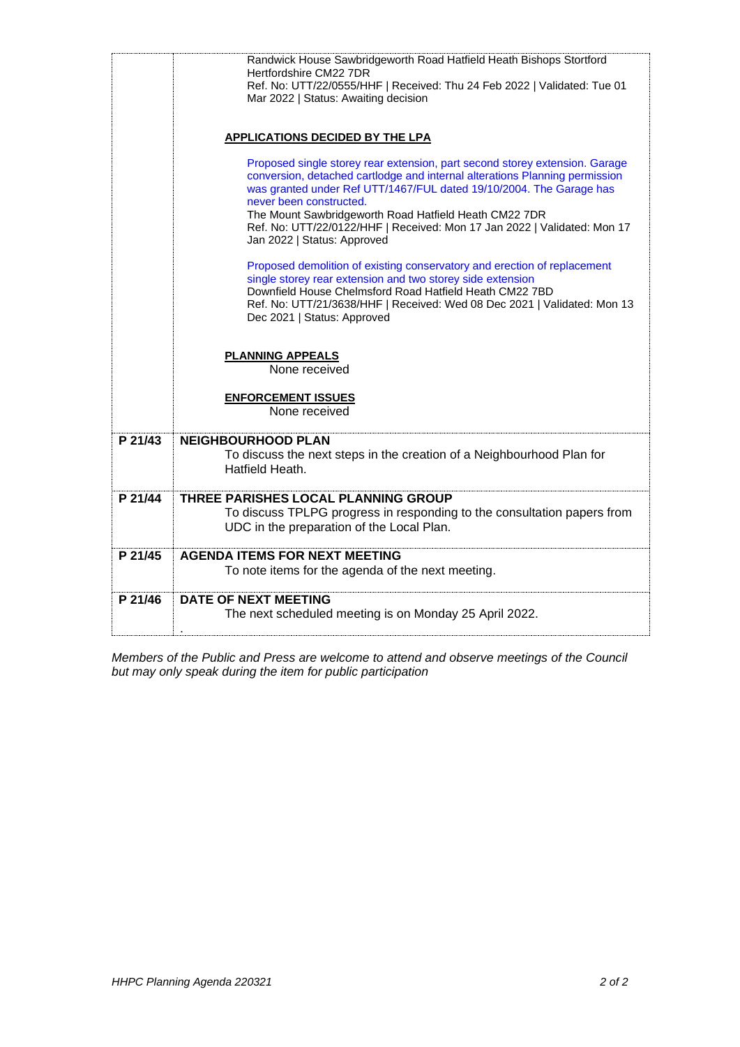| | |
|---|---|
| | Randwick House Sawbridgeworth Road Hatfield Heath Bishops Stortford Hertfordshire CM22 7DR<br>Ref. No: UTT/22/0555/HHF \| Received: Thu 24 Feb 2022 \| Validated: Tue 01 Mar 2022 \| Status: Awaiting decision<br><br>**APPLICATIONS DECIDED BY THE LPA**<br><br>Proposed single storey rear extension, part second storey extension. Garage conversion, detached cartlodge and internal alterations Planning permission was granted under Ref UTT/1467/FUL dated 19/10/2004. The Garage has never been constructed.<br>The Mount Sawbridgeworth Road Hatfield Heath CM22 7DR<br>Ref. No: UTT/22/0122/HHF \| Received: Mon 17 Jan 2022 \| Validated: Mon 17 Jan 2022 \| Status: Approved<br><br>Proposed demolition of existing conservatory and erection of replacement single storey rear extension and two storey side extension<br>Downfield House Chelmsford Road Hatfield Heath CM22 7BD<br>Ref. No: UTT/21/3638/HHF \| Received: Wed 08 Dec 2021 \| Validated: Mon 13 Dec 2021 \| Status: Approved<br><br>**PLANNING APPEALS**<br>None received<br><br>**ENFORCEMENT ISSUES**<br>None received |
| **P 21/43** | **NEIGHBOURHOOD PLAN**<br>To discuss the next steps in the creation of a Neighbourhood Plan for Hatfield Heath. |
| **P 21/44** | **THREE PARISHES LOCAL PLANNING GROUP**<br>To discuss TPLPG progress in responding to the consultation papers from UDC in the preparation of the Local Plan. |
| **P 21/45** | **AGENDA ITEMS FOR NEXT MEETING**<br>To note items for the agenda of the next meeting. |
| **P 21/46** | **DATE OF NEXT MEETING**<br>The next scheduled meeting is on Monday 25 April 2022.<br>. |

*Members of the Public and Press are welcome to attend and observe meetings of the Council but may only speak during the item for public participation*

*HHPC Planning Agenda 220321*